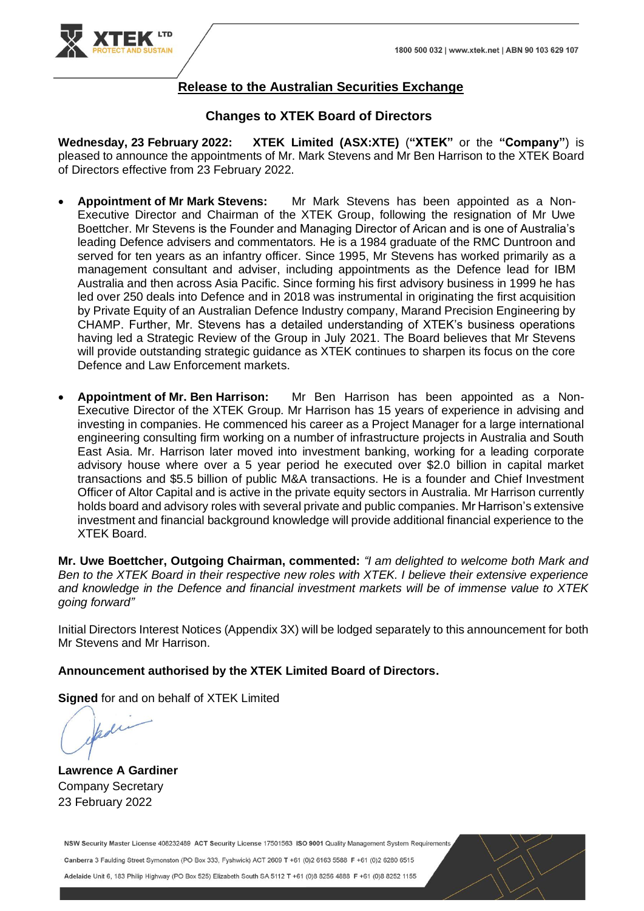## Release to the Australian Securities Exchange

### Changes to XTEK Board of Directors

**Wednesday, 23 February 2022: XTEK Limited (ASX:XTE)** (**"XTEK"** or the **"Company"**) is pleased to announce the appointments of Mr. Mark Stevens and Mr Ben Harrison to the XTEK Board of Directors effective from 23 February 2022.

- **Appointment of Mr Mark Stevens:** Mr Mark Stevens has been appointed as a Non-Executive Director and Chairman of the XTEK Group, following the resignation of Mr Uwe Boettcher. Mr Stevens is the Founder and Managing Director of Arican and is one of Australia's leading Defence advisers and commentators. He is a 1984 graduate of the RMC Duntroon and served for ten years as an infantry officer. Since 1995, Mr Stevens has worked primarily as a management consultant and adviser, including appointments as the Defence lead for IBM Australia and then across Asia Pacific. Since forming his first advisory business in 1999 he has led over 250 deals into Defence and in 2018 was instrumental in originating the first acquisition by Private Equity of an Australian Defence Industry company, Marand Precision Engineering by CHAMP. Further, Mr. Stevens has a detailed understanding of XTEK's business operations having led a Strategic Review of the Group in July 2021. The Board believes that Mr Stevens will provide outstanding strategic guidance as XTEK continues to sharpen its focus on the core Defence and Law Enforcement markets.

- **Appointment of Mr. Ben Harrison:** Mr Ben Harrison has been appointed as a Non-Executive Director of the XTEK Group. Mr Harrison has 15 years of experience in advising and investing in companies. He commenced his career as a Project Manager for a large international engineering consulting firm working on a number of infrastructure projects in Australia and South East Asia. Mr. Harrison later moved into investment banking, working for a leading corporate advisory house where over a 5 year period he executed over $2.0 billion in capital market transactions and $5.5 billion of public M&A transactions. He is a founder and Chief Investment Officer of Altor Capital and is active in the private equity sectors in Australia. Mr Harrison currently holds board and advisory roles with several private and public companies. Mr Harrison's extensive investment and financial background knowledge will provide additional financial experience to the XTEK Board.

**Mr. Uwe Boettcher, Outgoing Chairman, commented:** *"I am delighted to welcome both Mark and Ben to the XTEK Board in their respective new roles with XTEK. I believe their extensive experience and knowledge in the Defence and financial investment markets will be of immense value to XTEK going forward"*

Initial Directors Interest Notices (Appendix 3X) will be lodged separately to this announcement for both Mr Stevens and Mr Harrison.

**Announcement authorised by the XTEK Limited Board of Directors.**

**Signed** for and on behalf of XTEK Limited

**Lawrence A Gardiner**
Company Secretary
23 February 2022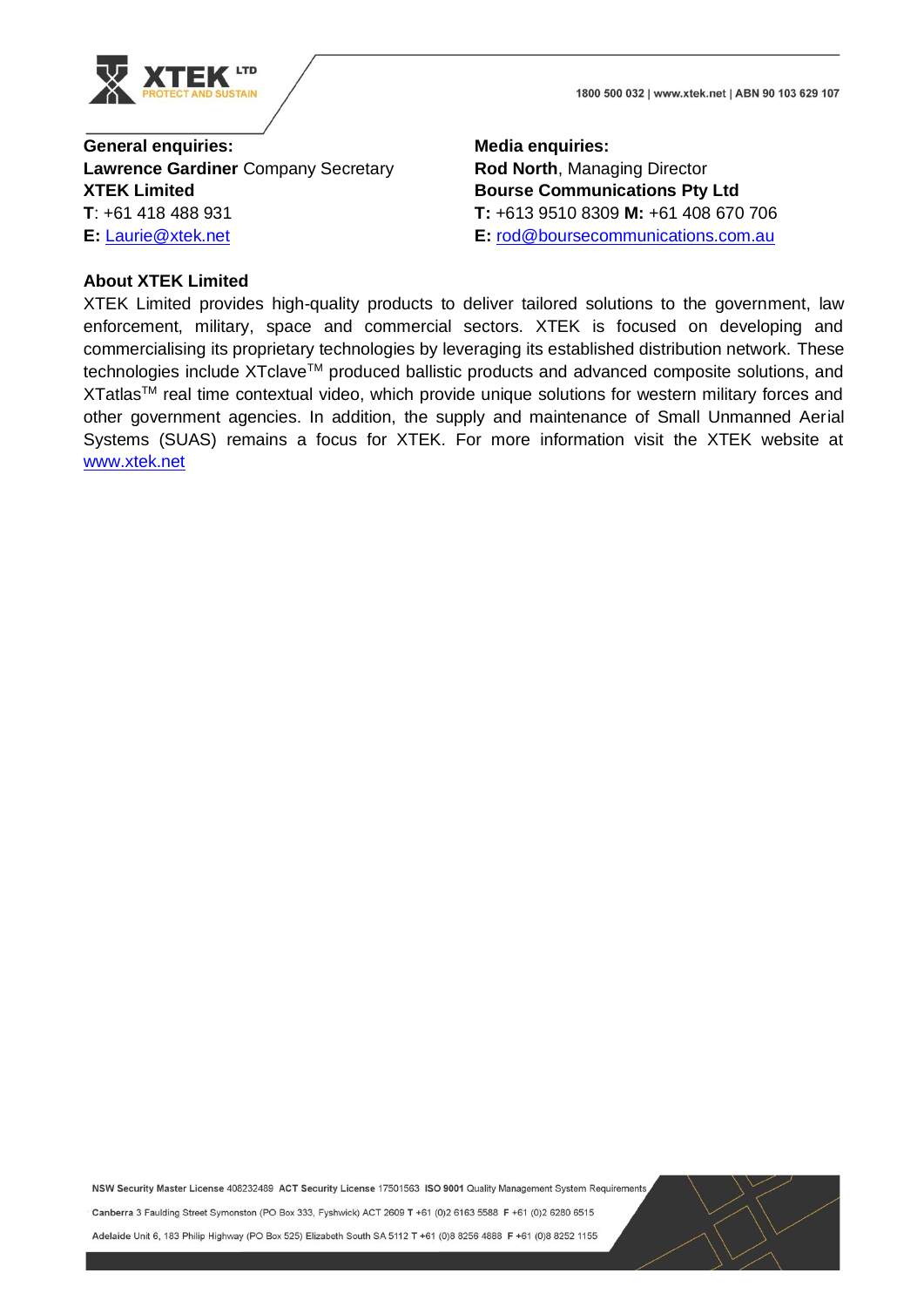**General enquiries:**
**Lawrence Gardiner** Company Secretary
**XTEK Limited**
**T**: +61 418 488 931
**E:** Laurie@xtek.net

**Media enquiries:**
**Rod North**, Managing Director
**Bourse Communications Pty Ltd**
**T:** +613 9510 8309 **M:** +61 408 670 706
**E:** rod@boursecommunications.com.au

**About XTEK Limited**

XTEK Limited provides high-quality products to deliver tailored solutions to the government, law enforcement, military, space and commercial sectors. XTEK is focused on developing and commercialising its proprietary technologies by leveraging its established distribution network. These technologies include XTclave™ produced ballistic products and advanced composite solutions, and XTatlas™ real time contextual video, which provide unique solutions for western military forces and other government agencies. In addition, the supply and maintenance of Small Unmanned Aerial Systems (SUAS) remains a focus for XTEK. For more information visit the XTEK website at www.xtek.net